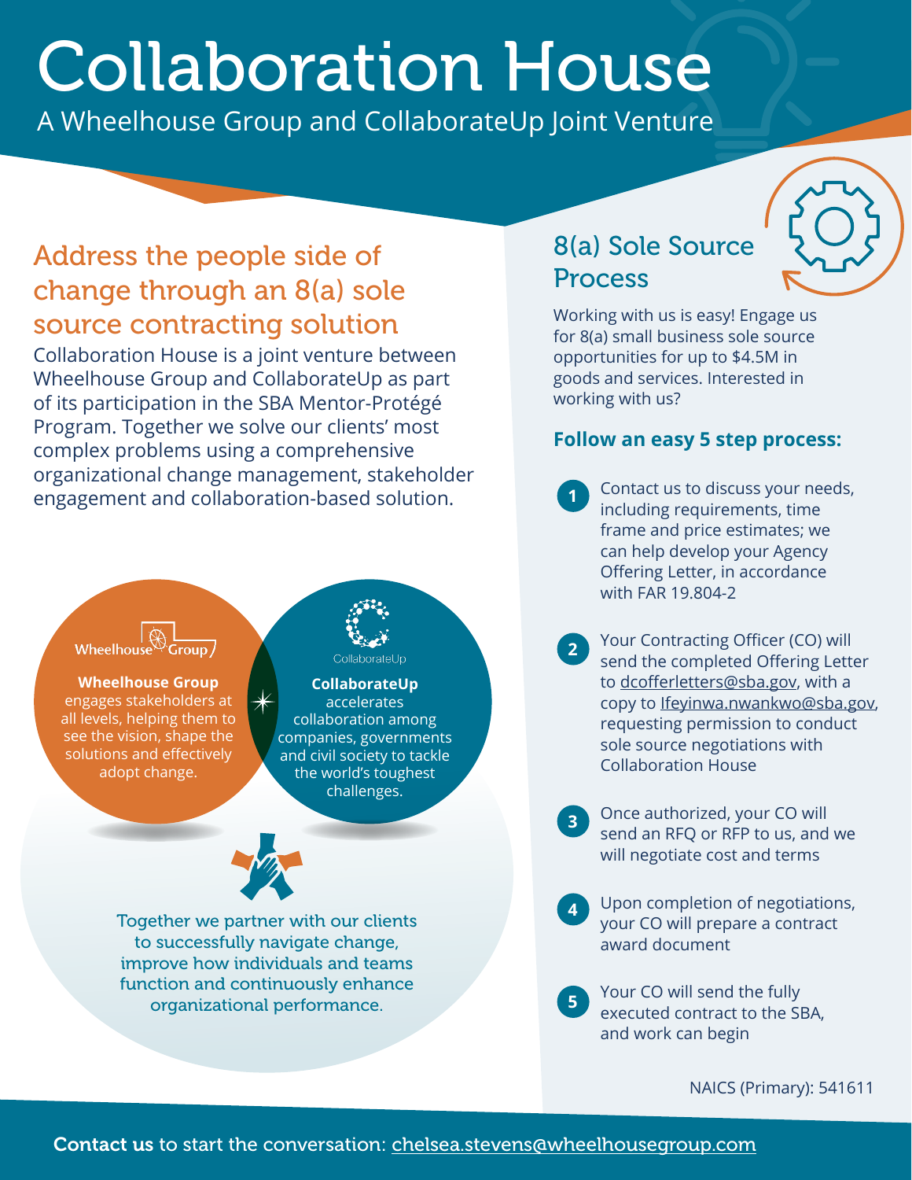# Collaboration House

A Wheelhouse Group and CollaborateUp Joint Venture

## Address the people side of change through an 8(a) sole source contracting solution

Collaboration House is a joint venture between Wheelhouse Group and CollaborateUp as part of its participation in the SBA Mentor-Protégé Program. Together we solve our clients' most complex problems using a comprehensive organizational change management, stakeholder engagement and collaboration-based solution.

Wheelhouse Group

**Wheelhouse Group** engages stakeholders at all levels, helping them to see the vision, shape the solutions and effectively adopt change.

CollaborateUp

**CollaborateUp** accelerates collaboration among companies, governments and civil society to tackle the world's toughest challenges.

Together we partner with our clients to successfully navigate change, improve how individuals and teams function and continuously enhance organizational performance.

## 8(a) Sole Source Process

Working with us is easy! Engage us for 8(a) small business sole source opportunities for up to $4.5M in goods and services. Interested in working with us?

### Follow an easy 5 step process:

1. Contact us to discuss your needs, including requirements, time frame and price estimates; we can help develop your Agency Offering Letter, in accordance with FAR 19.804-2
2. Your Contracting Officer (CO) will send the completed Offering Letter to dcofferletters@sba.gov, with a copy to Ifeyinwa.nwankwo@sba.gov, requesting permission to conduct sole source negotiations with Collaboration House
3. Once authorized, your CO will send an RFQ or RFP to us, and we will negotiate cost and terms
4. Upon completion of negotiations, your CO will prepare a contract award document
5. Your CO will send the fully executed contract to the SBA, and work can begin

NAICS (Primary): 541611

**Contact us** to start the conversation: chelsea.stevens@wheelhousegroup.com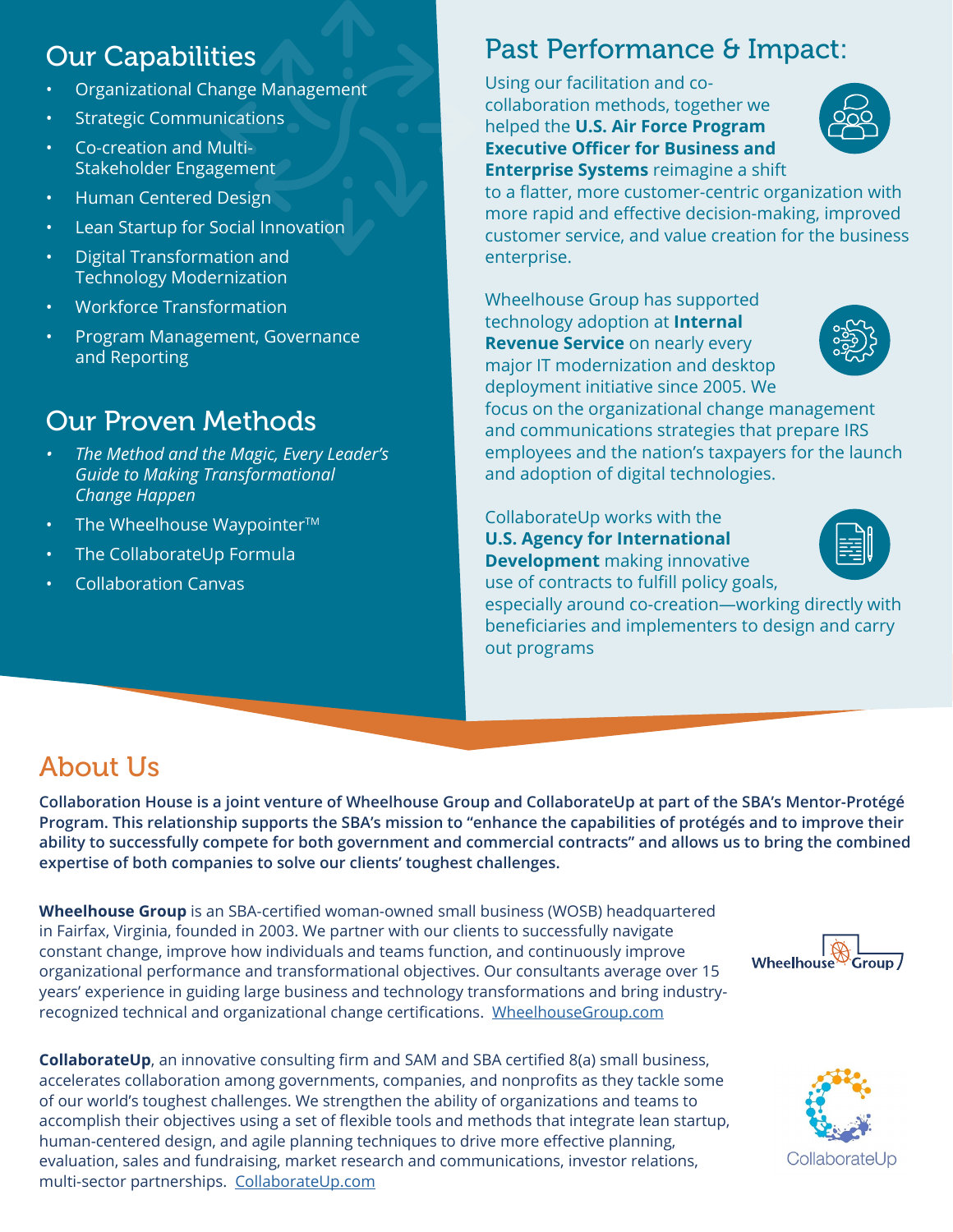## Our Capabilities

- Organizational Change Management
- Strategic Communications
- Co-creation and Multi-Stakeholder Engagement
- Human Centered Design
- Lean Startup for Social Innovation
- Digital Transformation and Technology Modernization
- Workforce Transformation
- Program Management, Governance and Reporting

## Our Proven Methods

- *The Method and the Magic, Every Leader's Guide to Making Transformational Change Happen*
- The Wheelhouse Waypointer™
- The CollaborateUp Formula
- Collaboration Canvas

## Past Performance & Impact:

Using our facilitation and co-collaboration methods, together we helped the **U.S. Air Force Program Executive Officer for Business and Enterprise Systems** reimagine a shift to a flatter, more customer-centric organization with more rapid and effective decision-making, improved customer service, and value creation for the business enterprise.

Wheelhouse Group has supported technology adoption at **Internal Revenue Service** on nearly every major IT modernization and desktop deployment initiative since 2005. We focus on the organizational change management and communications strategies that prepare IRS employees and the nation's taxpayers for the launch and adoption of digital technologies.

CollaborateUp works with the **U.S. Agency for International Development** making innovative use of contracts to fulfill policy goals, especially around co-creation—working directly with beneficiaries and implementers to design and carry out programs

## About Us

**Collaboration House is a joint venture of Wheelhouse Group and CollaborateUp at part of the SBA's Mentor-Protégé Program. This relationship supports the SBA's mission to "enhance the capabilities of protégés and to improve their ability to successfully compete for both government and commercial contracts" and allows us to bring the combined expertise of both companies to solve our clients' toughest challenges.**

**Wheelhouse Group** is an SBA-certified woman-owned small business (WOSB) headquartered in Fairfax, Virginia, founded in 2003. We partner with our clients to successfully navigate constant change, improve how individuals and teams function, and continuously improve organizational performance and transformational objectives. Our consultants average over 15 years' experience in guiding large business and technology transformations and bring industry-recognized technical and organizational change certifications. WheelhouseGroup.com

Wheelhouse Group

**CollaborateUp**, an innovative consulting firm and SAM and SBA certified 8(a) small business, accelerates collaboration among governments, companies, and nonprofits as they tackle some of our world's toughest challenges. We strengthen the ability of organizations and teams to accomplish their objectives using a set of flexible tools and methods that integrate lean startup, human-centered design, and agile planning techniques to drive more effective planning, evaluation, sales and fundraising, market research and communications, investor relations, multi-sector partnerships. CollaborateUp.com

CollaborateUp